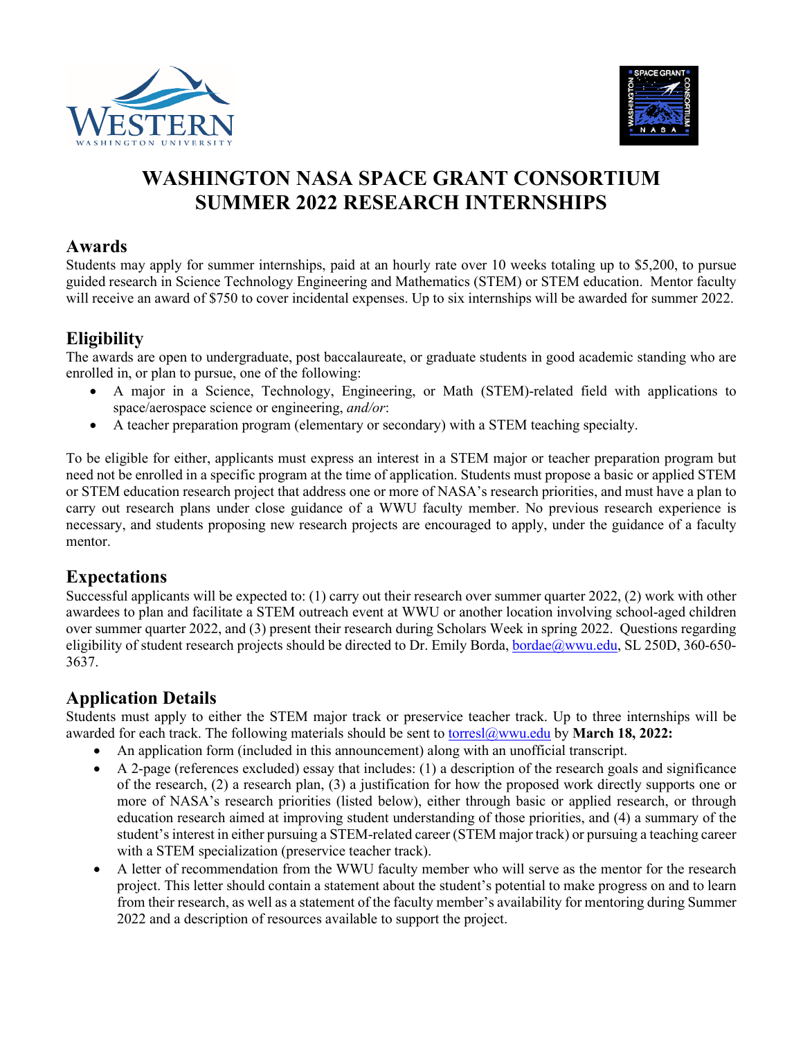# WASHINGTON NASA SPACE GRANT CONSORTIUM SUMMER 2022 RESEARCH INTERNSHIPS

## Awards

Students may apply for summer internships, paid at an hourly rate over 10 weeks totaling up to $5,200, to pursue guided research in Science Technology Engineering and Mathematics (STEM) or STEM education. Mentor faculty will receive an award of $750 to cover incidental expenses. Up to six internships will be awarded for summer 2022.

## Eligibility

The awards are open to undergraduate, post baccalaureate, or graduate students in good academic standing who are enrolled in, or plan to pursue, one of the following:

- A major in a Science, Technology, Engineering, or Math (STEM)-related field with applications to space/aerospace science or engineering, *and/or*:
- A teacher preparation program (elementary or secondary) with a STEM teaching specialty.

To be eligible for either, applicants must express an interest in a STEM major or teacher preparation program but need not be enrolled in a specific program at the time of application. Students must propose a basic or applied STEM or STEM education research project that address one or more of NASA's research priorities, and must have a plan to carry out research plans under close guidance of a WWU faculty member. No previous research experience is necessary, and students proposing new research projects are encouraged to apply, under the guidance of a faculty mentor.

## Expectations

Successful applicants will be expected to: (1) carry out their research over summer quarter 2022, (2) work with other awardees to plan and facilitate a STEM outreach event at WWU or another location involving school-aged children over summer quarter 2022, and (3) present their research during Scholars Week in spring 2022. Questions regarding eligibility of student research projects should be directed to Dr. Emily Borda, bordae@wwu.edu, SL 250D, 360-650-3637.

## Application Details

Students must apply to either the STEM major track or preservice teacher track. Up to three internships will be awarded for each track. The following materials should be sent to torresl@wwu.edu by **March 18, 2022:**

- An application form (included in this announcement) along with an unofficial transcript.
- A 2-page (references excluded) essay that includes: (1) a description of the research goals and significance of the research, (2) a research plan, (3) a justification for how the proposed work directly supports one or more of NASA's research priorities (listed below), either through basic or applied research, or through education research aimed at improving student understanding of those priorities, and (4) a summary of the student's interest in either pursuing a STEM-related career (STEM major track) or pursuing a teaching career with a STEM specialization (preservice teacher track).
- A letter of recommendation from the WWU faculty member who will serve as the mentor for the research project. This letter should contain a statement about the student's potential to make progress on and to learn from their research, as well as a statement of the faculty member's availability for mentoring during Summer 2022 and a description of resources available to support the project.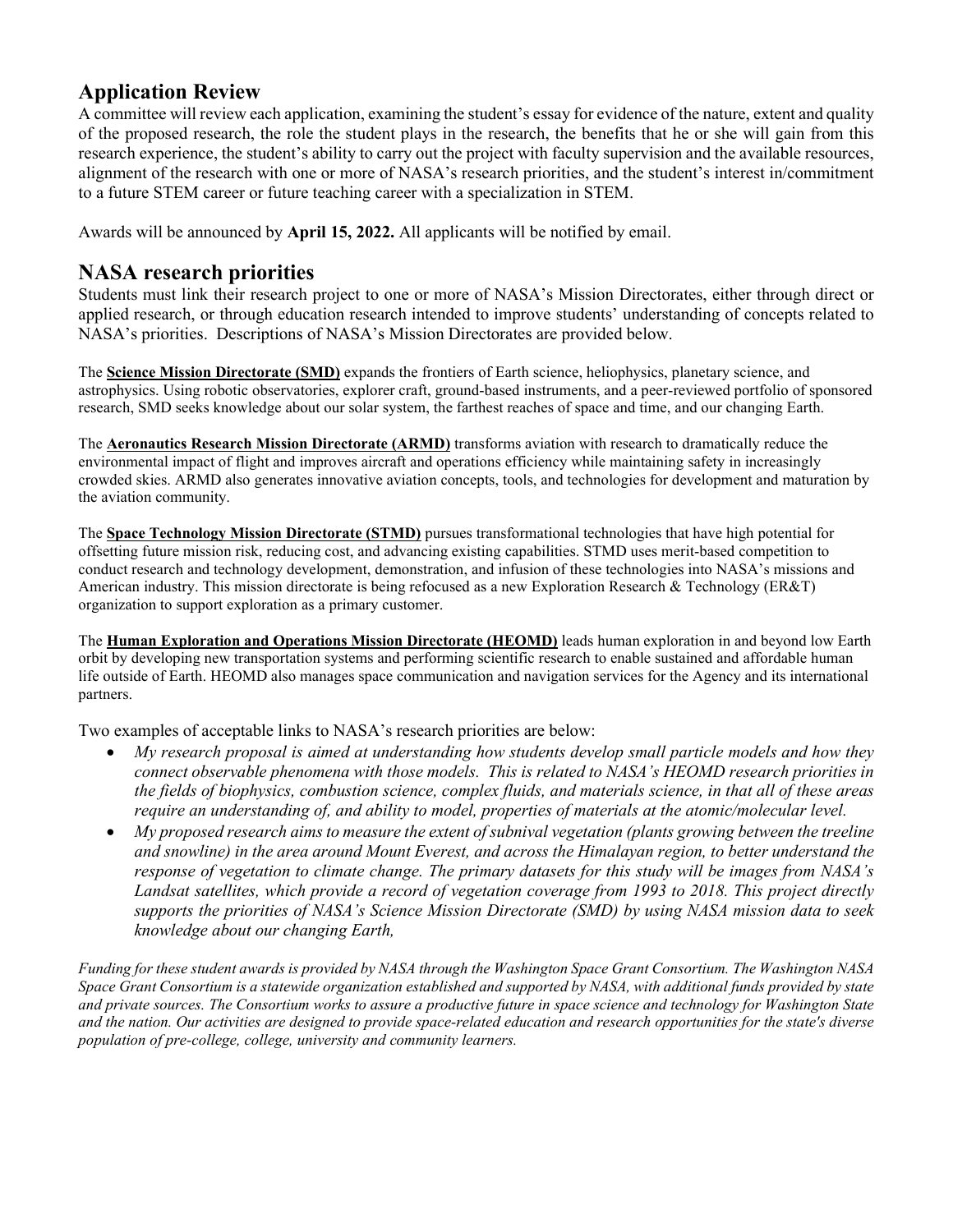## Application Review

A committee will review each application, examining the student's essay for evidence of the nature, extent and quality of the proposed research, the role the student plays in the research, the benefits that he or she will gain from this research experience, the student's ability to carry out the project with faculty supervision and the available resources, alignment of the research with one or more of NASA's research priorities, and the student's interest in/commitment to a future STEM career or future teaching career with a specialization in STEM.

Awards will be announced by **April 15, 2022.** All applicants will be notified by email.

## NASA research priorities

Students must link their research project to one or more of NASA's Mission Directorates, either through direct or applied research, or through education research intended to improve students' understanding of concepts related to NASA's priorities. Descriptions of NASA's Mission Directorates are provided below.

The **Science Mission Directorate (SMD)** expands the frontiers of Earth science, heliophysics, planetary science, and astrophysics. Using robotic observatories, explorer craft, ground-based instruments, and a peer-reviewed portfolio of sponsored research, SMD seeks knowledge about our solar system, the farthest reaches of space and time, and our changing Earth.

The **Aeronautics Research Mission Directorate (ARMD)** transforms aviation with research to dramatically reduce the environmental impact of flight and improves aircraft and operations efficiency while maintaining safety in increasingly crowded skies. ARMD also generates innovative aviation concepts, tools, and technologies for development and maturation by the aviation community.

The **Space Technology Mission Directorate (STMD)** pursues transformational technologies that have high potential for offsetting future mission risk, reducing cost, and advancing existing capabilities. STMD uses merit-based competition to conduct research and technology development, demonstration, and infusion of these technologies into NASA's missions and American industry. This mission directorate is being refocused as a new Exploration Research & Technology (ER&T) organization to support exploration as a primary customer.

The **Human Exploration and Operations Mission Directorate (HEOMD)** leads human exploration in and beyond low Earth orbit by developing new transportation systems and performing scientific research to enable sustained and affordable human life outside of Earth. HEOMD also manages space communication and navigation services for the Agency and its international partners.

Two examples of acceptable links to NASA's research priorities are below:

- *My research proposal is aimed at understanding how students develop small particle models and how they connect observable phenomena with those models. This is related to NASA's HEOMD research priorities in the fields of biophysics, combustion science, complex fluids, and materials science, in that all of these areas require an understanding of, and ability to model, properties of materials at the atomic/molecular level.*
- *My proposed research aims to measure the extent of subnival vegetation (plants growing between the treeline and snowline) in the area around Mount Everest, and across the Himalayan region, to better understand the response of vegetation to climate change. The primary datasets for this study will be images from NASA's Landsat satellites, which provide a record of vegetation coverage from 1993 to 2018. This project directly supports the priorities of NASA's Science Mission Directorate (SMD) by using NASA mission data to seek knowledge about our changing Earth,*

*Funding for these student awards is provided by NASA through the Washington Space Grant Consortium. The Washington NASA Space Grant Consortium is a statewide organization established and supported by NASA, with additional funds provided by state and private sources. The Consortium works to assure a productive future in space science and technology for Washington State and the nation. Our activities are designed to provide space-related education and research opportunities for the state's diverse population of pre-college, college, university and community learners.*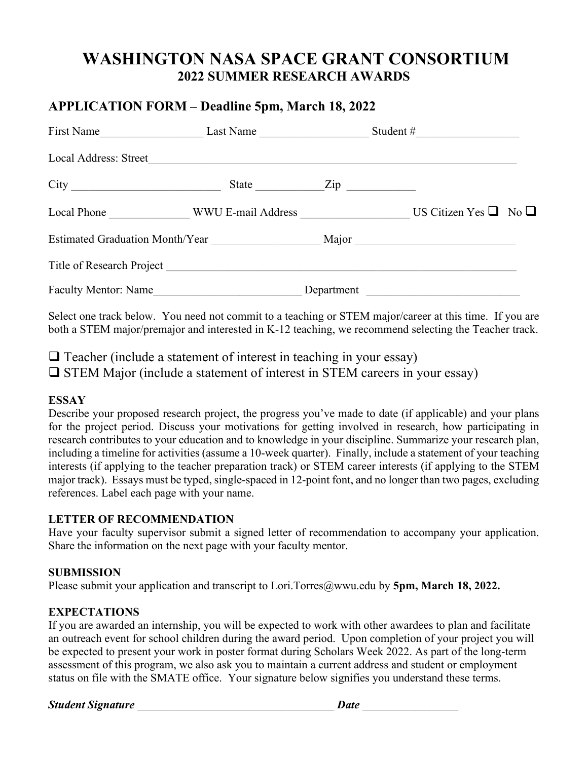# WASHINGTON NASA SPACE GRANT CONSORTIUM

## 2022 SUMMER RESEARCH AWARDS

## APPLICATION FORM – Deadline 5pm, March 18, 2022

First Name__________________ Last Name __________________ Student #__________________

Local Address: Street_________________________________________________________________

City __________________________ State ____________Zip ____________

Local Phone ______________ WWU E-mail Address ___________________ US Citizen Yes ❑ No ❑

Estimated Graduation Month/Year ___________________ Major ____________________________

Title of Research Project ________________________________________________________________

Faculty Mentor: Name__________________________ Department ___________________________

Select one track below. You need not commit to a teaching or STEM major/career at this time. If you are both a STEM major/premajor and interested in K-12 teaching, we recommend selecting the Teacher track.

❑ Teacher (include a statement of interest in teaching in your essay)
❑ STEM Major (include a statement of interest in STEM careers in your essay)

**ESSAY**
Describe your proposed research project, the progress you've made to date (if applicable) and your plans for the project period. Discuss your motivations for getting involved in research, how participating in research contributes to your education and to knowledge in your discipline. Summarize your research plan, including a timeline for activities (assume a 10-week quarter). Finally, include a statement of your teaching interests (if applying to the teacher preparation track) or STEM career interests (if applying to the STEM major track). Essays must be typed, single-spaced in 12-point font, and no longer than two pages, excluding references. Label each page with your name.

**LETTER OF RECOMMENDATION**
Have your faculty supervisor submit a signed letter of recommendation to accompany your application. Share the information on the next page with your faculty mentor.

**SUBMISSION**
Please submit your application and transcript to Lori.Torres@wwu.edu by **5pm, March 18, 2022.**

**EXPECTATIONS**
If you are awarded an internship, you will be expected to work with other awardees to plan and facilitate an outreach event for school children during the award period. Upon completion of your project you will be expected to present your work in poster format during Scholars Week 2022. As part of the long-term assessment of this program, we also ask you to maintain a current address and student or employment status on file with the SMATE office. Your signature below signifies you understand these terms.

***Student Signature*** ___________________________________ ***Date*** _________________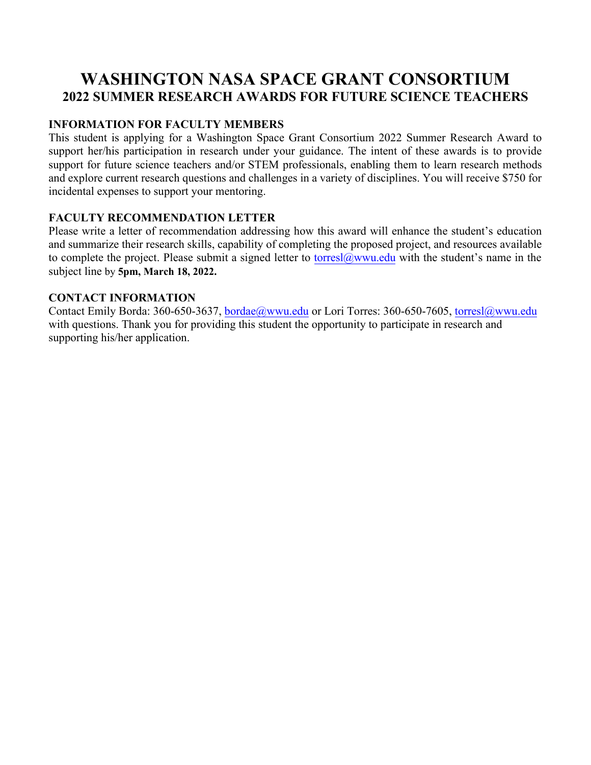# WASHINGTON NASA SPACE GRANT CONSORTIUM

## 2022 SUMMER RESEARCH AWARDS FOR FUTURE SCIENCE TEACHERS

### INFORMATION FOR FACULTY MEMBERS

This student is applying for a Washington Space Grant Consortium 2022 Summer Research Award to support her/his participation in research under your guidance. The intent of these awards is to provide support for future science teachers and/or STEM professionals, enabling them to learn research methods and explore current research questions and challenges in a variety of disciplines. You will receive $750 for incidental expenses to support your mentoring.

### FACULTY RECOMMENDATION LETTER

Please write a letter of recommendation addressing how this award will enhance the student's education and summarize their research skills, capability of completing the proposed project, and resources available to complete the project. Please submit a signed letter to torresl@wwu.edu with the student's name in the subject line by **5pm, March 18, 2022.**

### CONTACT INFORMATION

Contact Emily Borda: 360-650-3637, bordae@wwu.edu or Lori Torres: 360-650-7605, torresl@wwu.edu with questions. Thank you for providing this student the opportunity to participate in research and supporting his/her application.